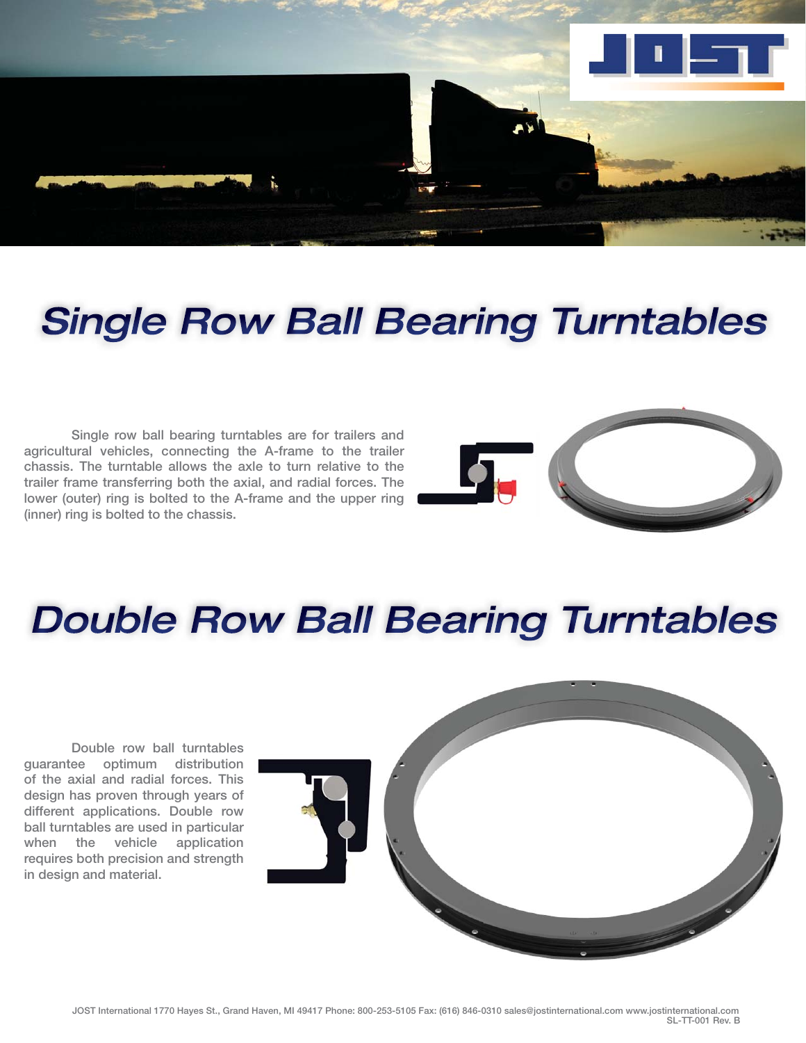# Single Row Ball Bearing Turntables

Single row ball bearing turntables are for trailers and agricultural vehicles, connecting the A-frame to the trailer chassis. The turntable allows the axle to turn relative to the trailer frame transferring both the axial, and radial forces. The lower (outer) ring is bolted to the A-frame and the upper ring (inner) ring is bolted to the chassis.

# Double Row Ball Bearing Turntables

Double row ball turntables guarantee optimum distribution of the axial and radial forces. This design has proven through years of different applications. Double row ball turntables are used in particular when the vehicle application requires both precision and strength in design and material.

JOST International 1770 Hayes St., Grand Haven, MI 49417 Phone: 800-253-5105 Fax: (616) 846-0310 sales@jostinternational.com www.jostinternational.com
SL-TT-001 Rev. B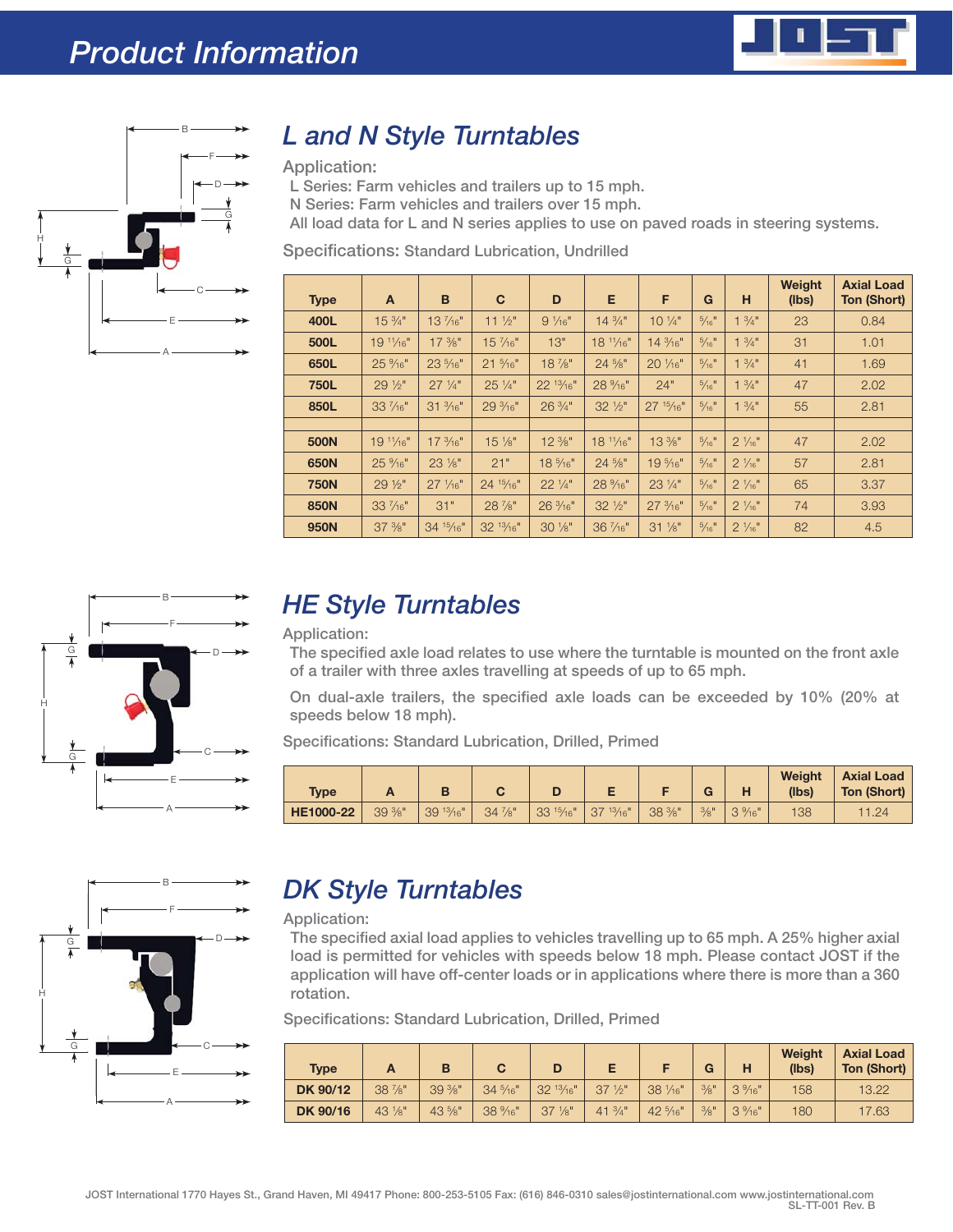# Product Information

## L and N Style Turntables

Application:

L Series: Farm vehicles and trailers up to 15 mph.
N Series: Farm vehicles and trailers over 15 mph.
All load data for L and N series applies to use on paved roads in steering systems.

Specifications: Standard Lubrication, Undrilled

| Type | A | B | C | D | E | F | G | H | Weight (lbs) | Axial Load Ton (Short) |
|---|---|---|---|---|---|---|---|---|---|---|
| 400L | 15 ¾" | 13 7/16" | 11 ½" | 9 1/16" | 14 ¾" | 10 ¼" | 5/16" | 1 ¾" | 23 | 0.84 |
| 500L | 19 11/16" | 17 ⅝" | 15 7/16" | 13" | 18 11/16" | 14 3/16" | 5/16" | 1 ¾" | 31 | 1.01 |
| 650L | 25 9/16" | 23 5/16" | 21 5/16" | 18 ⅞" | 24 ⅝" | 20 1/16" | 5/16" | 1 ¾" | 41 | 1.69 |
| 750L | 29 ½" | 27 ¼" | 25 ¼" | 22 13/16" | 28 9/16" | 24" | 5/16" | 1 ¾" | 47 | 2.02 |
| 850L | 33 7/16" | 31 3/16" | 29 3/16" | 26 ¾" | 32 ½" | 27 15/16" | 5/16" | 1 ¾" | 55 | 2.81 |
| | | | | | | | | | | |
| 500N | 19 11/16" | 17 9/16" | 15 ⅛" | 12 ⅝" | 18 11/16" | 13 ⅜" | 5/16" | 2 1/16" | 47 | 2.02 |
| 650N | 25 9/16" | 23 ⅛" | 21" | 18 5/16" | 24 ⅝" | 19 5/16" | 5/16" | 2 1/16" | 57 | 2.81 |
| 750N | 29 ½" | 27 1/16" | 24 15/16" | 22 ¼" | 28 9/16" | 23 ¼" | 5/16" | 2 1/16" | 65 | 3.37 |
| 850N | 33 7/16" | 31" | 28 ⅞" | 26 3/16" | 32 ½" | 27 3/16" | 5/16" | 2 1/16" | 74 | 3.93 |
| 950N | 37 ⅜" | 34 15/16" | 32 13/16" | 30 ⅛" | 36 7/16" | 31 ⅛" | 5/16" | 2 1/16" | 82 | 4.5 |

## HE Style Turntables

Application:

The specified axle load relates to use where the turntable is mounted on the front axle of a trailer with three axles travelling at speeds of up to 65 mph.

On dual-axle trailers, the specified axle loads can be exceeded by 10% (20% at speeds below 18 mph).

Specifications: Standard Lubrication, Drilled, Primed

| Type | A | B | C | D | E | F | G | H | Weight (lbs) | Axial Load Ton (Short) |
|---|---|---|---|---|---|---|---|---|---|---|
| HE1000-22 | 39 ⅜" | 39 13/16" | 34 ⅞" | 33 15/16" | 37 13/16" | 38 ⅝" | ⅜" | 3 9/16" | 138 | 11.24 |

## DK Style Turntables

Application:

The specified axial load applies to vehicles travelling up to 65 mph. A 25% higher axial load is permitted for vehicles with speeds below 18 mph. Please contact JOST if the application will have off-center loads or in applications where there is more than a 360 rotation.

Specifications: Standard Lubrication, Drilled, Primed

| Type | A | B | C | D | E | F | G | H | Weight (lbs) | Axial Load Ton (Short) |
|---|---|---|---|---|---|---|---|---|---|---|
| DK 90/12 | 38 ⅞" | 39 ⅜" | 34 5/16" | 32 13/16" | 37 ½" | 38 1/16" | ⅜" | 3 9/16" | 158 | 13.22 |
| DK 90/16 | 43 ⅛" | 43 ⅝" | 38 9/16" | 37 ⅛" | 41 ¾" | 42 5/16" | ⅜" | 3 9/16" | 180 | 17.63 |

JOST International 1770 Hayes St., Grand Haven, MI 49417 Phone: 800-253-5105 Fax: (616) 846-0310 sales@jostinternational.com www.jostinternational.com
SL-TT-001 Rev. B